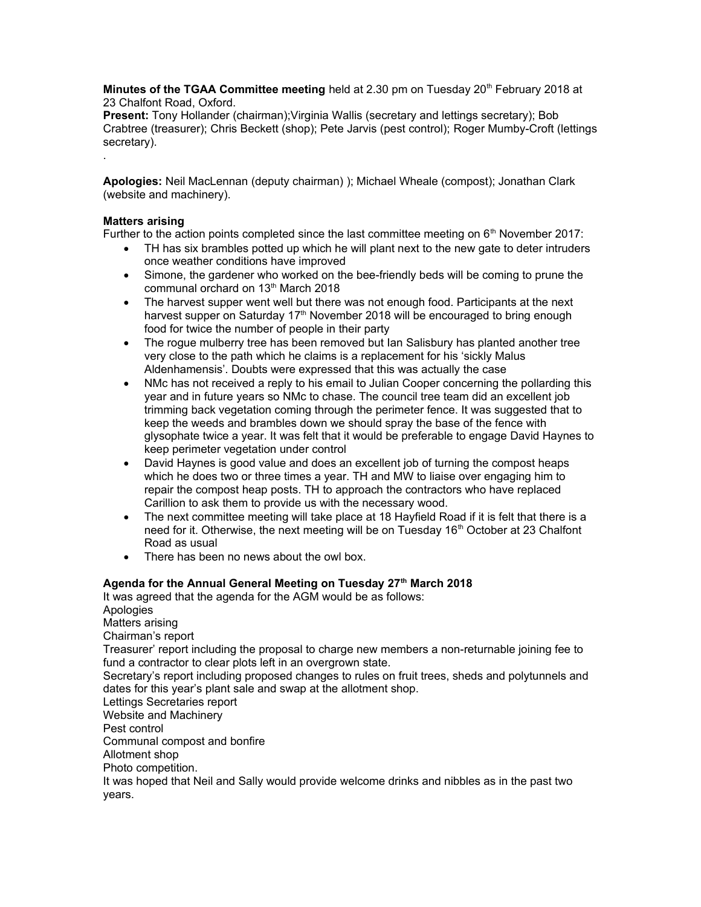**Minutes of the TGAA Committee meeting** held at 2.30 pm on Tuesday 20th February 2018 at 23 Chalfont Road, Oxford.

**Present:** Tony Hollander (chairman);Virginia Wallis (secretary and lettings secretary); Bob Crabtree (treasurer); Chris Beckett (shop); Pete Jarvis (pest control); Roger Mumby-Croft (lettings secretary).

.

**Apologies:** Neil MacLennan (deputy chairman) ); Michael Wheale (compost); Jonathan Clark (website and machinery).

**Matters arising**

Further to the action points completed since the last committee meeting on 6th November 2017:

- TH has six brambles potted up which he will plant next to the new gate to deter intruders once weather conditions have improved
- Simone, the gardener who worked on the bee-friendly beds will be coming to prune the communal orchard on 13th March 2018
- The harvest supper went well but there was not enough food. Participants at the next harvest supper on Saturday 17th November 2018 will be encouraged to bring enough food for twice the number of people in their party
- The rogue mulberry tree has been removed but Ian Salisbury has planted another tree very close to the path which he claims is a replacement for his 'sickly Malus Aldenhamensis'. Doubts were expressed that this was actually the case
- NMc has not received a reply to his email to Julian Cooper concerning the pollarding this year and in future years so NMc to chase. The council tree team did an excellent job trimming back vegetation coming through the perimeter fence. It was suggested that to keep the weeds and brambles down we should spray the base of the fence with glysophate twice a year. It was felt that it would be preferable to engage David Haynes to keep perimeter vegetation under control
- David Haynes is good value and does an excellent job of turning the compost heaps which he does two or three times a year. TH and MW to liaise over engaging him to repair the compost heap posts. TH to approach the contractors who have replaced Carillion to ask them to provide us with the necessary wood.
- The next committee meeting will take place at 18 Hayfield Road if it is felt that there is a need for it. Otherwise, the next meeting will be on Tuesday 16th October at 23 Chalfont Road as usual
- There has been no news about the owl box.

**Agenda for the Annual General Meeting on Tuesday 27th March 2018**

It was agreed that the agenda for the AGM would be as follows:

Apologies

Matters arising

Chairman's report

Treasurer' report including the proposal to charge new members a non-returnable joining fee to fund a contractor to clear plots left in an overgrown state.

Secretary's report including proposed changes to rules on fruit trees, sheds and polytunnels and dates for this year's plant sale and swap at the allotment shop.

Lettings Secretaries report

Website and Machinery

Pest control

Communal compost and bonfire

Allotment shop

Photo competition.

It was hoped that Neil and Sally would provide welcome drinks and nibbles as in the past two years.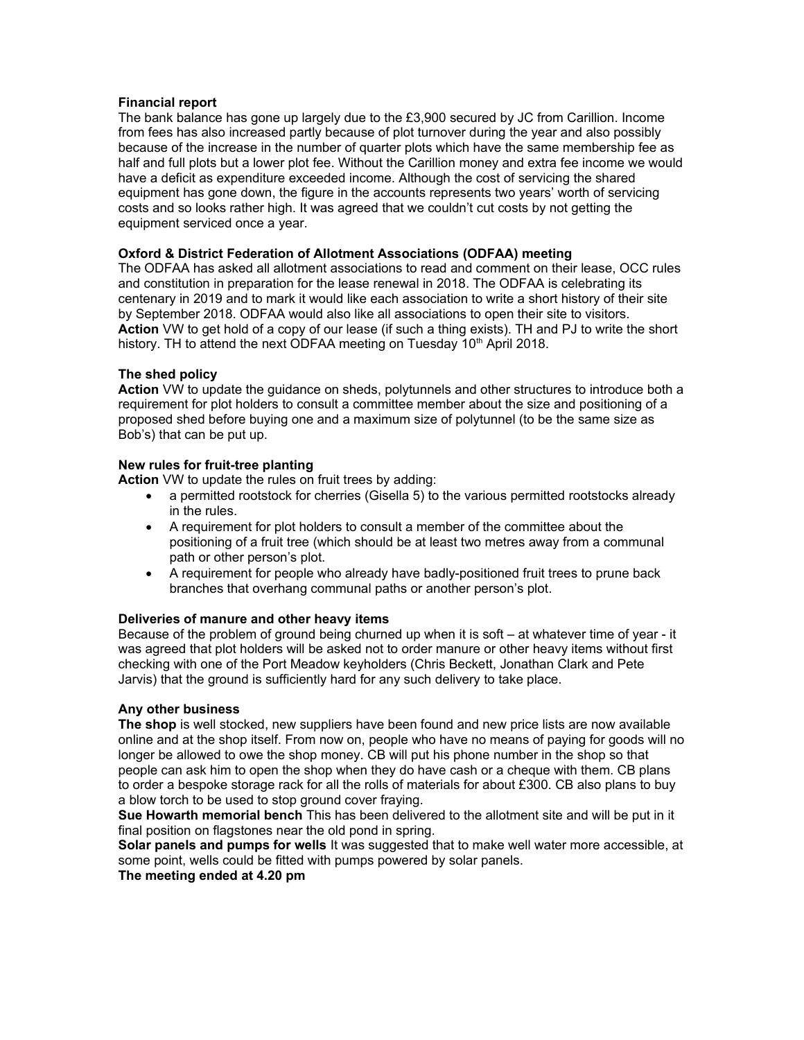**Financial report**

The bank balance has gone up largely due to the £3,900 secured by JC from Carillion. Income from fees has also increased partly because of plot turnover during the year and also possibly because of the increase in the number of quarter plots which have the same membership fee as half and full plots but a lower plot fee. Without the Carillion money and extra fee income we would have a deficit as expenditure exceeded income. Although the cost of servicing the shared equipment has gone down, the figure in the accounts represents two years' worth of servicing costs and so looks rather high. It was agreed that we couldn't cut costs by not getting the equipment serviced once a year.

**Oxford & District Federation of Allotment Associations (ODFAA) meeting**

The ODFAA has asked all allotment associations to read and comment on their lease, OCC rules and constitution in preparation for the lease renewal in 2018. The ODFAA is celebrating its centenary in 2019 and to mark it would like each association to write a short history of their site by September 2018. ODFAA would also like all associations to open their site to visitors.
**Action** VW to get hold of a copy of our lease (if such a thing exists). TH and PJ to write the short history. TH to attend the next ODFAA meeting on Tuesday 10th April 2018.

**The shed policy**

**Action** VW to update the guidance on sheds, polytunnels and other structures to introduce both a requirement for plot holders to consult a committee member about the size and positioning of a proposed shed before buying one and a maximum size of polytunnel (to be the same size as Bob's) that can be put up.

**New rules for fruit-tree planting**

**Action** VW to update the rules on fruit trees by adding:

- a permitted rootstock for cherries (Gisella 5) to the various permitted rootstocks already in the rules.
- A requirement for plot holders to consult a member of the committee about the positioning of a fruit tree (which should be at least two metres away from a communal path or other person's plot.
- A requirement for people who already have badly-positioned fruit trees to prune back branches that overhang communal paths or another person's plot.

**Deliveries of manure and other heavy items**

Because of the problem of ground being churned up when it is soft – at whatever time of year - it was agreed that plot holders will be asked not to order manure or other heavy items without first checking with one of the Port Meadow keyholders (Chris Beckett, Jonathan Clark and Pete Jarvis) that the ground is sufficiently hard for any such delivery to take place.

**Any other business**

**The shop** is well stocked, new suppliers have been found and new price lists are now available online and at the shop itself. From now on, people who have no means of paying for goods will no longer be allowed to owe the shop money. CB will put his phone number in the shop so that people can ask him to open the shop when they do have cash or a cheque with them. CB plans to order a bespoke storage rack for all the rolls of materials for about £300. CB also plans to buy a blow torch to be used to stop ground cover fraying.

**Sue Howarth memorial bench** This has been delivered to the allotment site and will be put in it final position on flagstones near the old pond in spring.

**Solar panels and pumps for wells** It was suggested that to make well water more accessible, at some point, wells could be fitted with pumps powered by solar panels.

**The meeting ended at 4.20 pm**